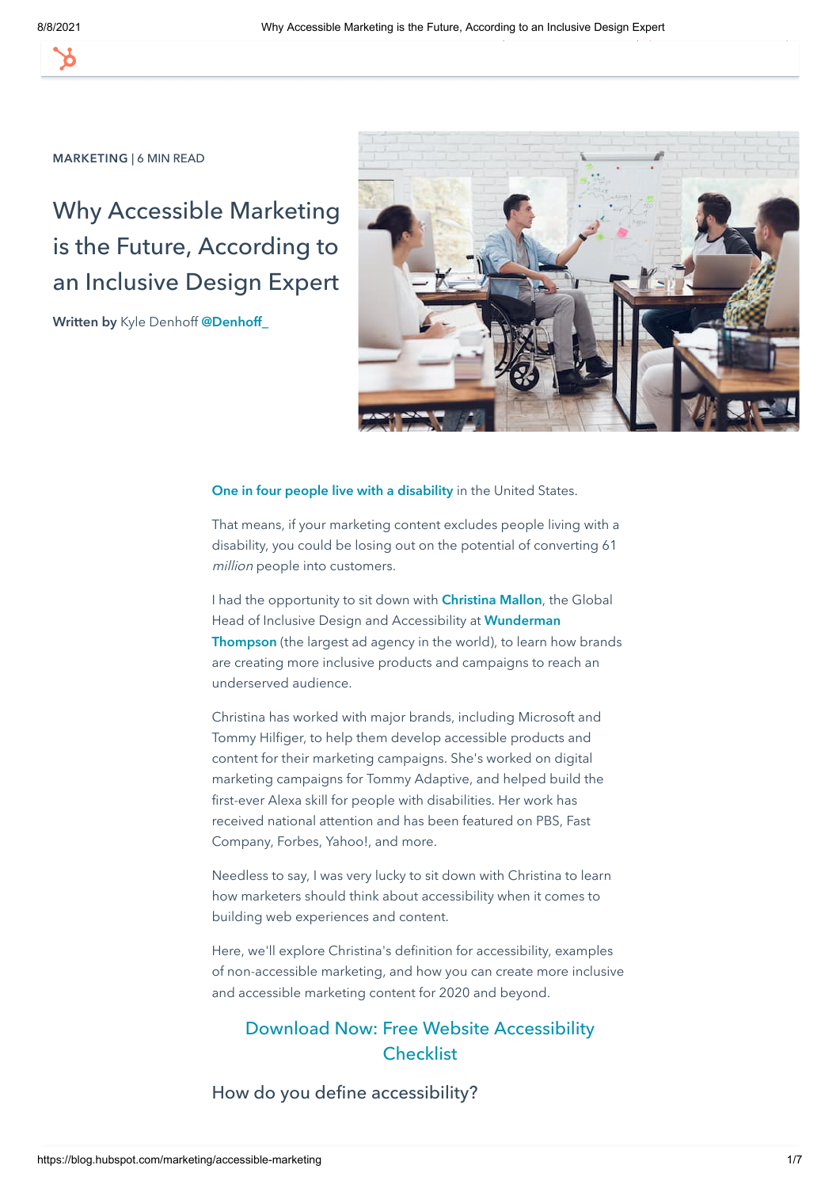MARKETING | 6 MIN READ

# Why Accessible Marketing is the Future, According to an Inclusive Design Expert

**Written by** Kyle Denhoff **@Denhoff_**

**One in four people live with a disability** in the United States.

That means, if your marketing content excludes people living with a disability, you could be losing out on the potential of converting 61 *million* people into customers.

I had the opportunity to sit down with **Christina Mallon**, the Global Head of Inclusive Design and Accessibility at **Wunderman Thompson** (the largest ad agency in the world), to learn how brands are creating more inclusive products and campaigns to reach an underserved audience.

Christina has worked with major brands, including Microsoft and Tommy Hilfiger, to help them develop accessible products and content for their marketing campaigns. She's worked on digital marketing campaigns for Tommy Adaptive, and helped build the first-ever Alexa skill for people with disabilities. Her work has received national attention and has been featured on PBS, Fast Company, Forbes, Yahoo!, and more.

Needless to say, I was very lucky to sit down with Christina to learn how marketers should think about accessibility when it comes to building web experiences and content.

Here, we'll explore Christina's definition for accessibility, examples of non-accessible marketing, and how you can create more inclusive and accessible marketing content for 2020 and beyond.

Download Now: Free Website Accessibility Checklist

## How do you define accessibility?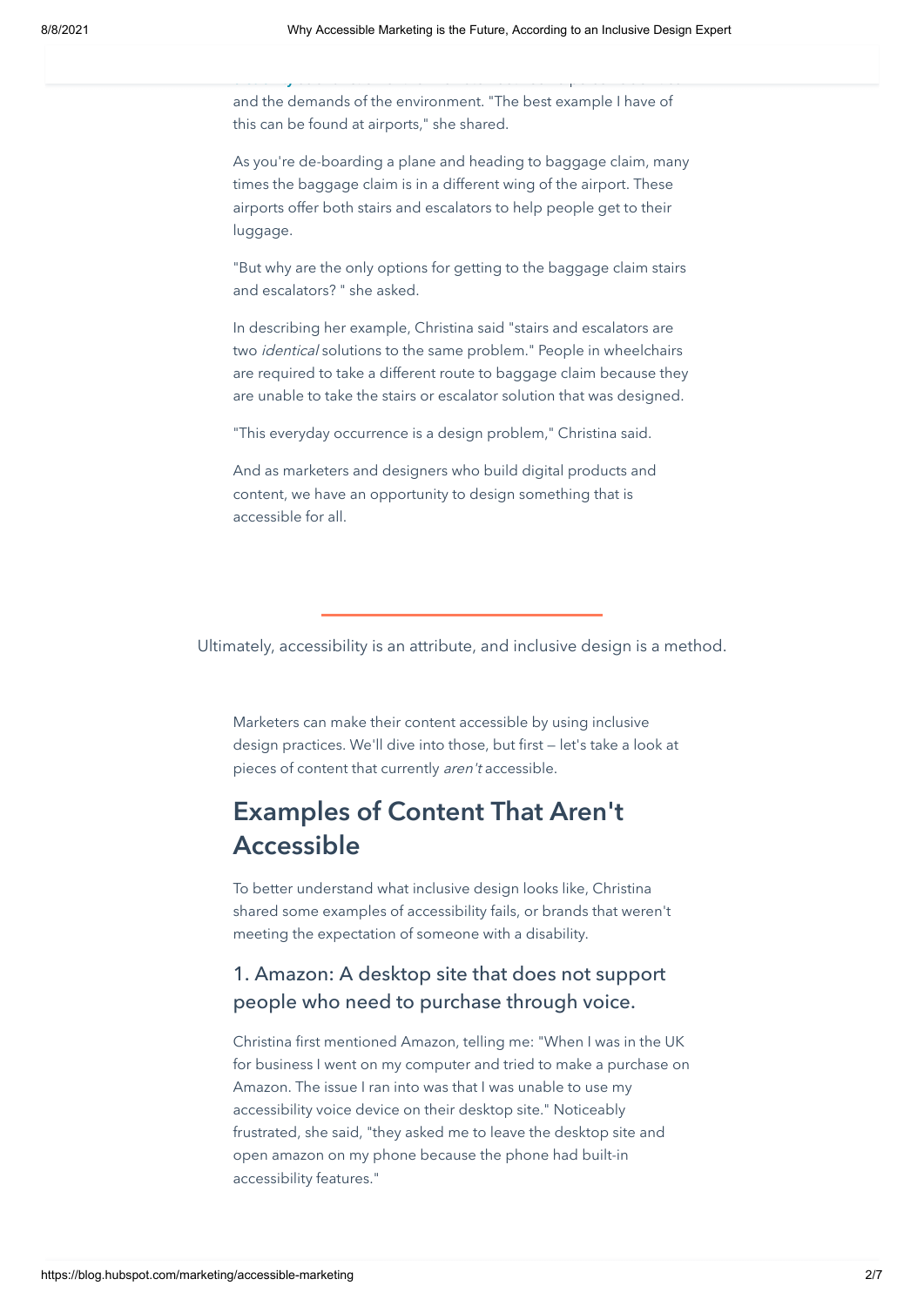and the demands of the environment. "The best example I have of this can be found at airports," she shared.

As you're de-boarding a plane and heading to baggage claim, many times the baggage claim is in a different wing of the airport. These airports offer both stairs and escalators to help people get to their luggage.

"But why are the only options for getting to the baggage claim stairs and escalators? " she asked.

In describing her example, Christina said "stairs and escalators are two *identical* solutions to the same problem." People in wheelchairs are required to take a different route to baggage claim because they are unable to take the stairs or escalator solution that was designed.

"This everyday occurrence is a design problem," Christina said.

And as marketers and designers who build digital products and content, we have an opportunity to design something that is accessible for all.

---

Ultimately, accessibility is an attribute, and inclusive design is a method.

Marketers can make their content accessible by using inclusive design practices. We'll dive into those, but first — let's take a look at pieces of content that currently *aren't* accessible.

## Examples of Content That Aren't Accessible

To better understand what inclusive design looks like, Christina shared some examples of accessibility fails, or brands that weren't meeting the expectation of someone with a disability.

### 1. Amazon: A desktop site that does not support people who need to purchase through voice.

Christina first mentioned Amazon, telling me: "When I was in the UK for business I went on my computer and tried to make a purchase on Amazon. The issue I ran into was that I was unable to use my accessibility voice device on their desktop site." Noticeably frustrated, she said, "they asked me to leave the desktop site and open amazon on my phone because the phone had built-in accessibility features."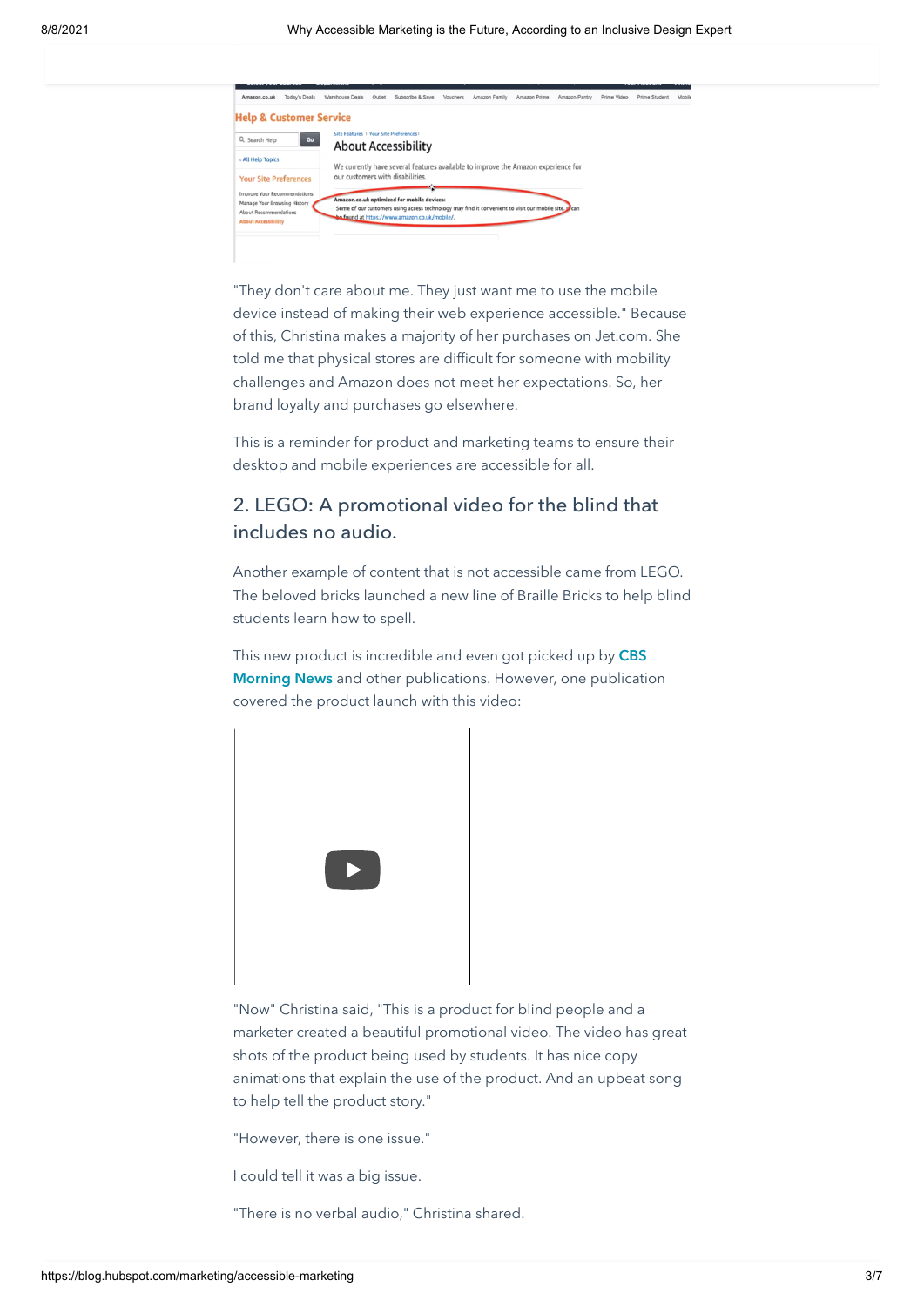"They don't care about me. They just want me to use the mobile device instead of making their web experience accessible." Because of this, Christina makes a majority of her purchases on Jet.com. She told me that physical stores are difficult for someone with mobility challenges and Amazon does not meet her expectations. So, her brand loyalty and purchases go elsewhere.

This is a reminder for product and marketing teams to ensure their desktop and mobile experiences are accessible for all.

## 2. LEGO: A promotional video for the blind that includes no audio.

Another example of content that is not accessible came from LEGO. The beloved bricks launched a new line of Braille Bricks to help blind students learn how to spell.

This new product is incredible and even got picked up by **CBS Morning News** and other publications. However, one publication covered the product launch with this video:

"Now" Christina said, "This is a product for blind people and a marketer created a beautiful promotional video. The video has great shots of the product being used by students. It has nice copy animations that explain the use of the product. And an upbeat song to help tell the product story."

"However, there is one issue."

I could tell it was a big issue.

"There is no verbal audio," Christina shared.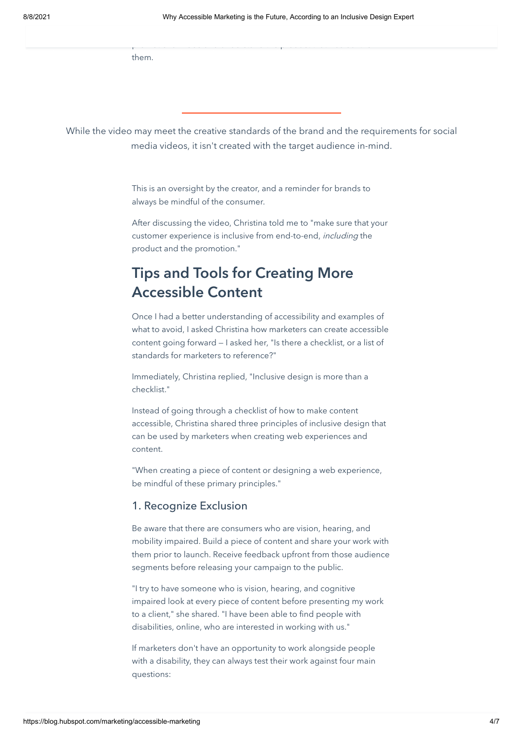them.

While the video may meet the creative standards of the brand and the requirements for social media videos, it isn't created with the target audience in-mind.

This is an oversight by the creator, and a reminder for brands to always be mindful of the consumer.

After discussing the video, Christina told me to "make sure that your customer experience is inclusive from end-to-end, *including* the product and the promotion."

## Tips and Tools for Creating More Accessible Content

Once I had a better understanding of accessibility and examples of what to avoid, I asked Christina how marketers can create accessible content going forward — I asked her, "Is there a checklist, or a list of standards for marketers to reference?"

Immediately, Christina replied, "Inclusive design is more than a checklist."

Instead of going through a checklist of how to make content accessible, Christina shared three principles of inclusive design that can be used by marketers when creating web experiences and content.

"When creating a piece of content or designing a web experience, be mindful of these primary principles."

### 1. Recognize Exclusion

Be aware that there are consumers who are vision, hearing, and mobility impaired. Build a piece of content and share your work with them prior to launch. Receive feedback upfront from those audience segments before releasing your campaign to the public.

"I try to have someone who is vision, hearing, and cognitive impaired look at every piece of content before presenting my work to a client," she shared. "I have been able to find people with disabilities, online, who are interested in working with us."

If marketers don't have an opportunity to work alongside people with a disability, they can always test their work against four main questions: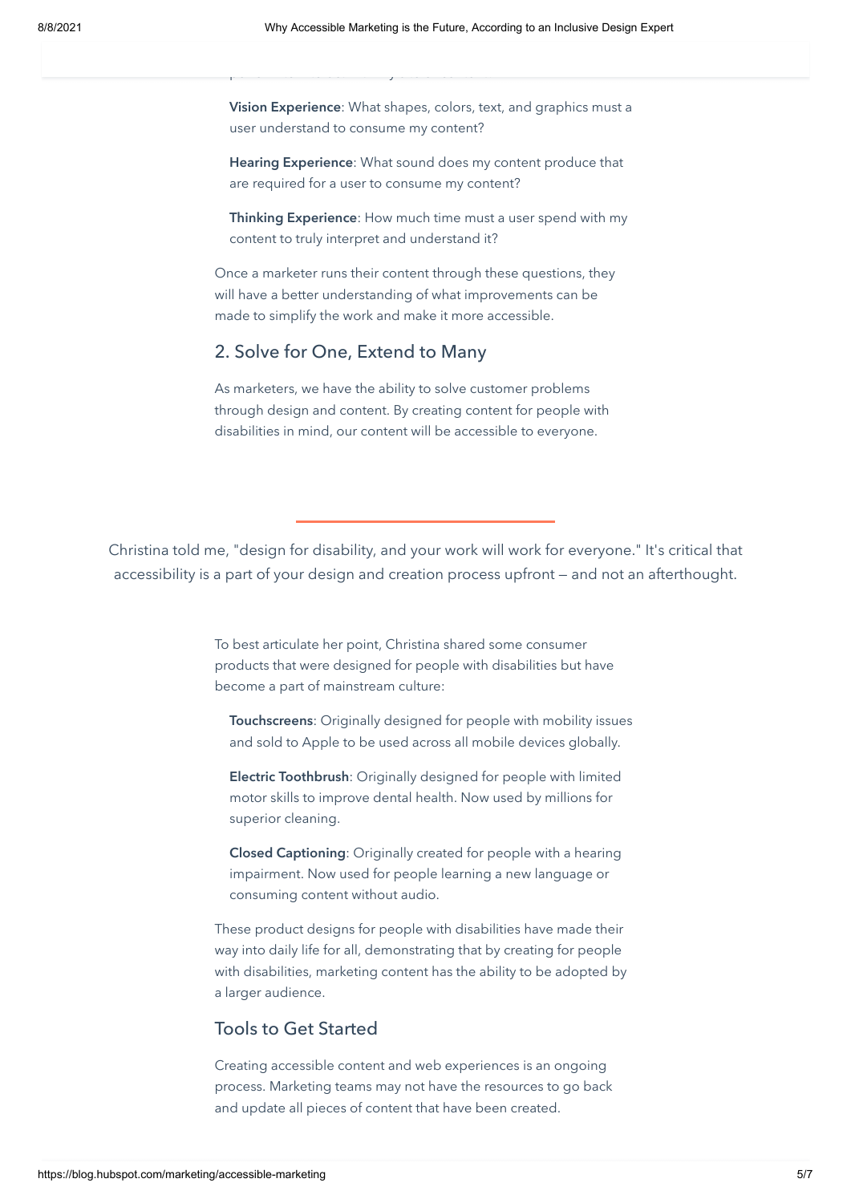**Vision Experience**: What shapes, colors, text, and graphics must a user understand to consume my content?

**Hearing Experience**: What sound does my content produce that are required for a user to consume my content?

**Thinking Experience**: How much time must a user spend with my content to truly interpret and understand it?

Once a marketer runs their content through these questions, they will have a better understanding of what improvements can be made to simplify the work and make it more accessible.

## 2. Solve for One, Extend to Many

As marketers, we have the ability to solve customer problems through design and content. By creating content for people with disabilities in mind, our content will be accessible to everyone.

---

Christina told me, "design for disability, and your work will work for everyone." It's critical that accessibility is a part of your design and creation process upfront — and not an afterthought.

To best articulate her point, Christina shared some consumer products that were designed for people with disabilities but have become a part of mainstream culture:

**Touchscreens**: Originally designed for people with mobility issues and sold to Apple to be used across all mobile devices globally.

**Electric Toothbrush**: Originally designed for people with limited motor skills to improve dental health. Now used by millions for superior cleaning.

**Closed Captioning**: Originally created for people with a hearing impairment. Now used for people learning a new language or consuming content without audio.

These product designs for people with disabilities have made their way into daily life for all, demonstrating that by creating for people with disabilities, marketing content has the ability to be adopted by a larger audience.

## Tools to Get Started

Creating accessible content and web experiences is an ongoing process. Marketing teams may not have the resources to go back and update all pieces of content that have been created.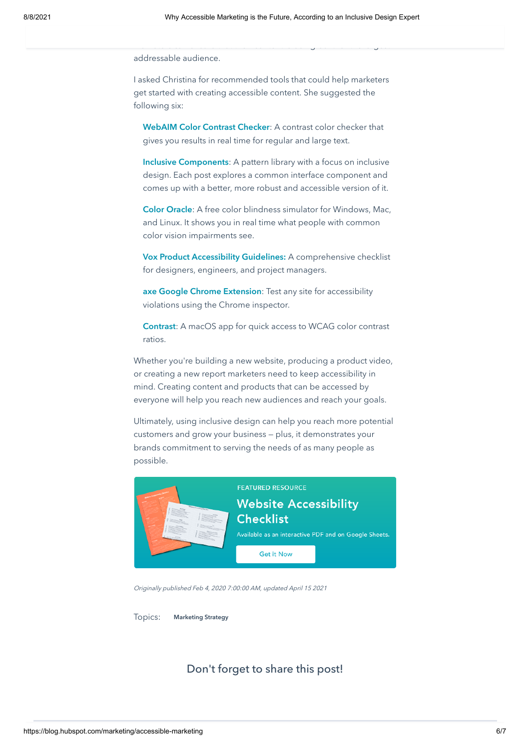addressable audience.

I asked Christina for recommended tools that could help marketers get started with creating accessible content. She suggested the following six:

**WebAIM Color Contrast Checker**: A contrast color checker that gives you results in real time for regular and large text.

**Inclusive Components**: A pattern library with a focus on inclusive design. Each post explores a common interface component and comes up with a better, more robust and accessible version of it.

**Color Oracle**: A free color blindness simulator for Windows, Mac, and Linux. It shows you in real time what people with common color vision impairments see.

**Vox Product Accessibility Guidelines:** A comprehensive checklist for designers, engineers, and project managers.

**axe Google Chrome Extension**: Test any site for accessibility violations using the Chrome inspector.

**Contrast**: A macOS app for quick access to WCAG color contrast ratios.

Whether you're building a new website, producing a product video, or creating a new report marketers need to keep accessibility in mind. Creating content and products that can be accessed by everyone will help you reach new audiences and reach your goals.

Ultimately, using inclusive design can help you reach more potential customers and grow your business – plus, it demonstrates your brands commitment to serving the needs of as many people as possible.

FEATURED RESOURCE

**Website Accessibility Checklist**

Available as an interactive PDF and on Google Sheets.

Get it Now

*Originally published Feb 4, 2020 7:00:00 AM, updated April 15 2021*

Topics: **Marketing Strategy**

Don't forget to share this post!